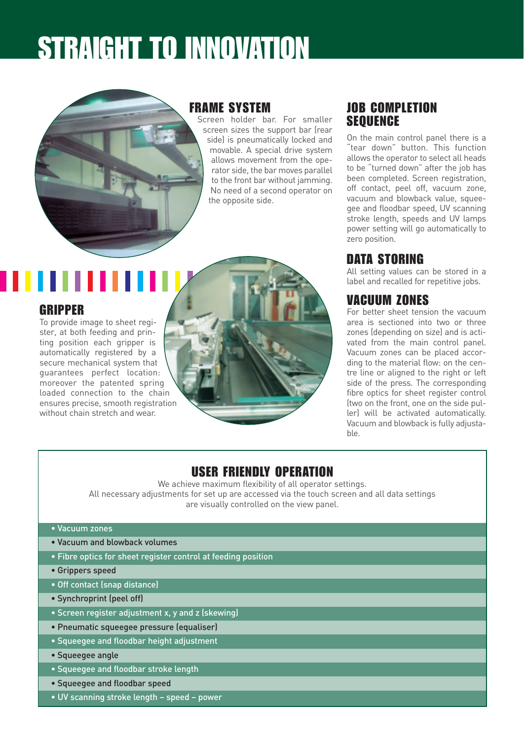# STRAIGHT TO INNOVATION

## FRAME SYSTEM

Screen holder bar. For smaller screen sizes the support bar (rear side) is pneumatically locked and movable. A special drive system allows movement from the operator side, the bar moves parallel to the front bar without jamming. No need of a second operator on the opposite side.

## GRIPPER

To provide image to sheet register, at both feeding and printing position each gripper is automatically registered by a secure mechanical system that guarantees perfect location: moreover the patented spring loaded connection to the chain ensures precise, smooth registration without chain stretch and wear.

## JOB COMPLETION SEQUENCE

On the main control panel there is a "tear down" button. This function allows the operator to select all heads to be "turned down" after the job has been completed. Screen registration, off contact, peel off, vacuum zone, vacuum and blowback value, squeegee and floodbar speed, UV scanning stroke length, speeds and UV lamps power setting will go automatically to zero position.

## DATA STORING

All setting values can be stored in a label and recalled for repetitive jobs.

## VACUUM ZONES

For better sheet tension the vacuum area is sectioned into two or three zones (depending on size) and is activated from the main control panel. Vacuum zones can be placed according to the material flow: on the centre line or aligned to the right or left side of the press. The corresponding fibre optics for sheet register control (two on the front, one on the side puller) will be activated automatically. Vacuum and blowback is fully adjustable.

## USER FRIENDLY OPERATION

We achieve maximum flexibility of all operator settings.
All necessary adjustments for set up are accessed via the touch screen and all data settings are visually controlled on the view panel.

- Vacuum zones
- Vacuum and blowback volumes
- Fibre optics for sheet register control at feeding position
- Grippers speed
- Off contact (snap distance)
- Synchroprint (peel off)
- Screen register adjustment x, y and z (skewing)
- Pneumatic squeegee pressure (equaliser)
- Squeegee and floodbar height adjustment
- Squeegee angle
- Squeegee and floodbar stroke length
- Squeegee and floodbar speed
- UV scanning stroke length – speed – power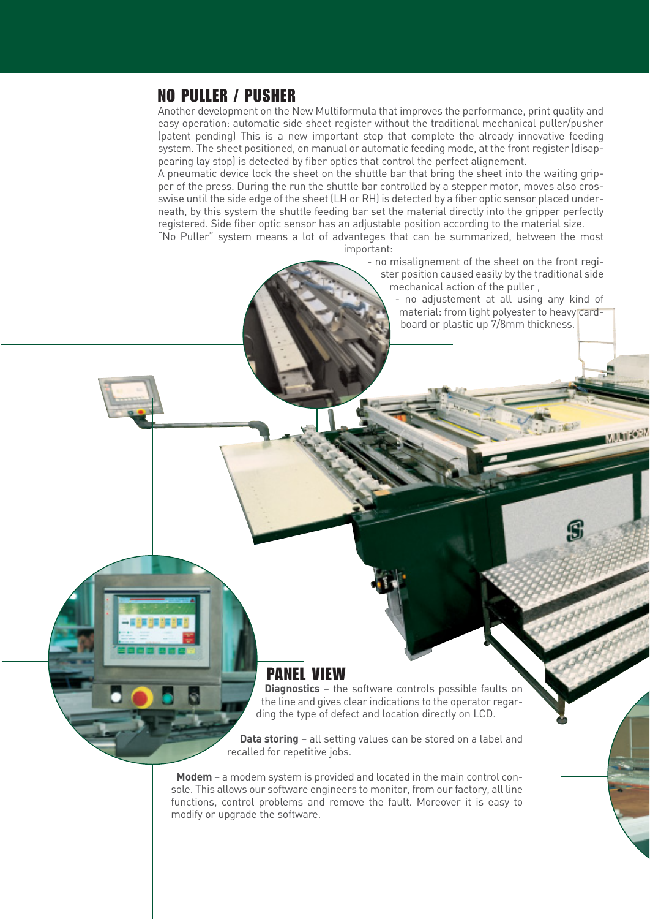## NO PULLER / PUSHER

Another development on the New Multiformula that improves the performance, print quality and easy operation: automatic side sheet register without the traditional mechanical puller/pusher (patent pending) This is a new important step that complete the already innovative feeding system. The sheet positioned, on manual or automatic feeding mode, at the front register (disappearing lay stop) is detected by fiber optics that control the perfect alignement.

A pneumatic device lock the sheet on the shuttle bar that bring the sheet into the waiting gripper of the press. During the run the shuttle bar controlled by a stepper motor, moves also crosswise until the side edge of the sheet (LH or RH) is detected by a fiber optic sensor placed underneath, by this system the shuttle feeding bar set the material directly into the gripper perfectly registered. Side fiber optic sensor has an adjustable position according to the material size.

"No Puller" system means a lot of advanteges that can be summarized, between the most important:

- no misalignement of the sheet on the front register position caused easily by the traditional side mechanical action of the puller ,
- no adjustement at all using any kind of material: from light polyester to heavy cardboard or plastic up 7/8mm thickness.

## PANEL VIEW

**Diagnostics** – the software controls possible faults on the line and gives clear indications to the operator regarding the type of defect and location directly on LCD.

**Data storing** – all setting values can be stored on a label and recalled for repetitive jobs.

**Modem** – a modem system is provided and located in the main control console. This allows our software engineers to monitor, from our factory, all line functions, control problems and remove the fault. Moreover it is easy to modify or upgrade the software.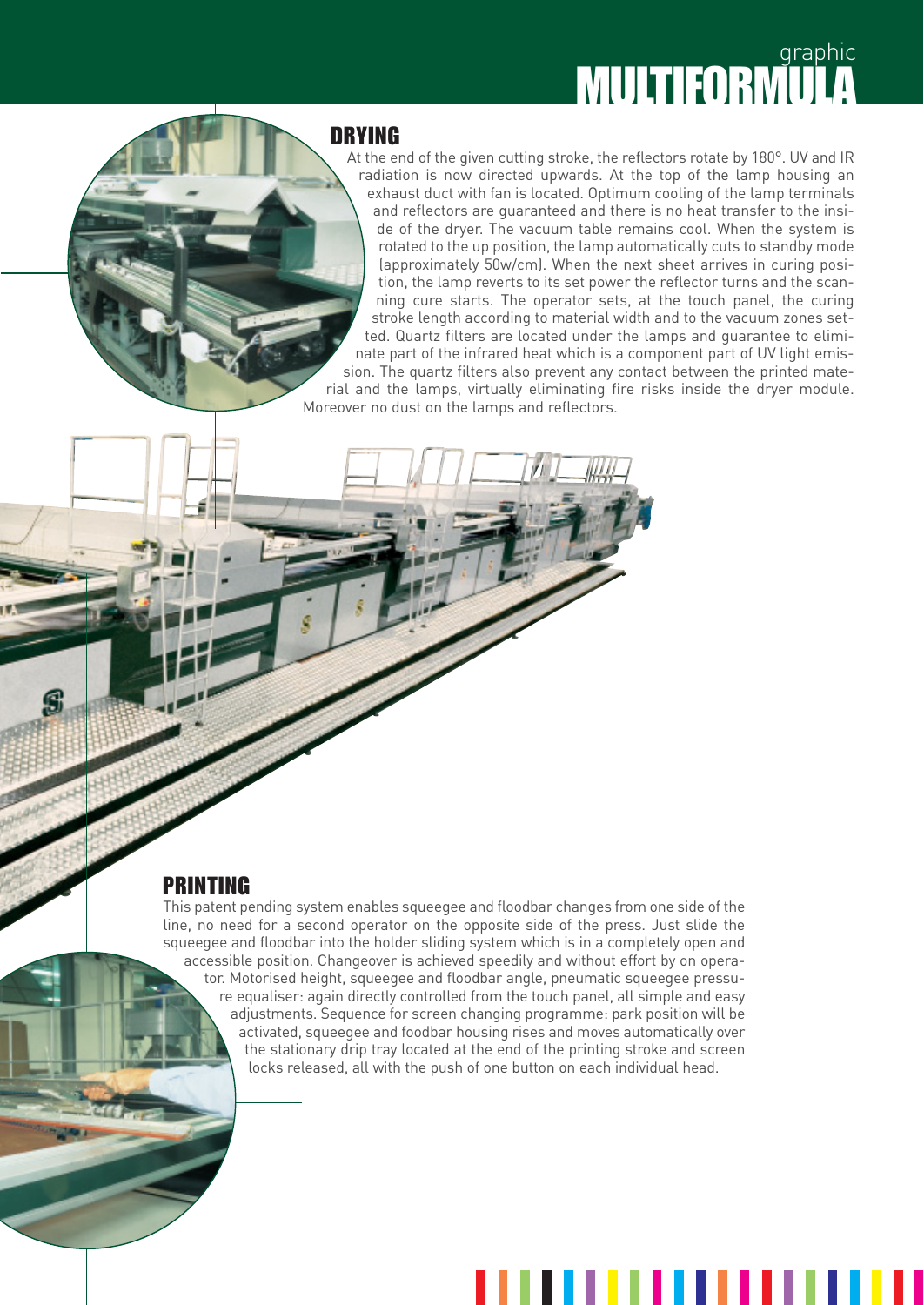## DRYING

At the end of the given cutting stroke, the reflectors rotate by 180°. UV and IR radiation is now directed upwards. At the top of the lamp housing an exhaust duct with fan is located. Optimum cooling of the lamp terminals and reflectors are guaranteed and there is no heat transfer to the inside of the dryer. The vacuum table remains cool. When the system is rotated to the up position, the lamp automatically cuts to standby mode (approximately 50w/cm). When the next sheet arrives in curing position, the lamp reverts to its set power the reflector turns and the scanning cure starts. The operator sets, at the touch panel, the curing stroke length according to material width and to the vacuum zones setted. Quartz filters are located under the lamps and guarantee to eliminate part of the infrared heat which is a component part of UV light emission. The quartz filters also prevent any contact between the printed material and the lamps, virtually eliminating fire risks inside the dryer module. Moreover no dust on the lamps and reflectors.

## PRINTING

This patent pending system enables squeegee and floodbar changes from one side of the line, no need for a second operator on the opposite side of the press. Just slide the squeegee and floodbar into the holder sliding system which is in a completely open and accessible position. Changeover is achieved speedily and without effort by on operator. Motorised height, squeegee and floodbar angle, pneumatic squeegee pressure equaliser: again directly controlled from the touch panel, all simple and easy adjustments. Sequence for screen changing programme: park position will be activated, squeegee and foodbar housing rises and moves automatically over the stationary drip tray located at the end of the printing stroke and screen locks released, all with the push of one button on each individual head.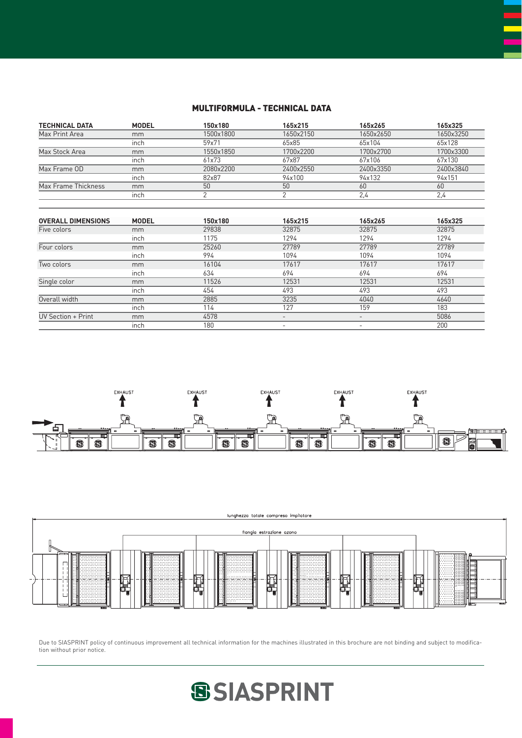## MULTIFORMULA - TECHNICAL DATA

| TECHNICAL DATA | MODEL | 150x180 | 165x215 | 165x265 | 165x325 |
|---|---|---|---|---|---|
| Max Print Area | mm | 1500x1800 | 1650x2150 | 1650x2650 | 1650x3250 |
| | inch | 59x71 | 65x85 | 65x104 | 65x128 |
| Max Stock Area | mm | 1550x1850 | 1700x2200 | 1700x2700 | 1700x3300 |
| | inch | 61x73 | 67x87 | 67x106 | 67x130 |
| Max Frame OD | mm | 2080x2200 | 2400x2550 | 2400x3350 | 2400x3840 |
| | inch | 82x87 | 94x100 | 94x132 | 94x151 |
| Max Frame Thickness | mm | 50 | 50 | 60 | 60 |
| | inch | 2 | 2 | 2,4 | 2,4 |

| OVERALL DIMENSIONS | MODEL | 150x180 | 165x215 | 165x265 | 165x325 |
|---|---|---|---|---|---|
| Five colors | mm | 29838 | 32875 | 32875 | 32875 |
| | inch | 1175 | 1294 | 1294 | 1294 |
| Four colors | mm | 25260 | 27789 | 27789 | 27789 |
| | inch | 994 | 1094 | 1094 | 1094 |
| Two colors | mm | 16104 | 17617 | 17617 | 17617 |
| | inch | 634 | 694 | 694 | 694 |
| Single color | mm | 11526 | 12531 | 12531 | 12531 |
| | inch | 454 | 493 | 493 | 493 |
| Overall width | mm | 2885 | 3235 | 4040 | 4640 |
| | inch | 114 | 127 | 159 | 183 |
| UV Section + Print | mm | 4578 | - | - | 5086 |
| | inch | 180 | - | - | 200 |

EXHAUST
EXHAUST
EXHAUST
EXHAUST
EXHAUST

lunghezza totale compreso impilatore

flangia estrazione ozono

Due to SIASPRINT policy of continuous improvement all technical information for the machines illustrated in this brochure are not binding and subject to modification without prior notice.

SIASPRINT